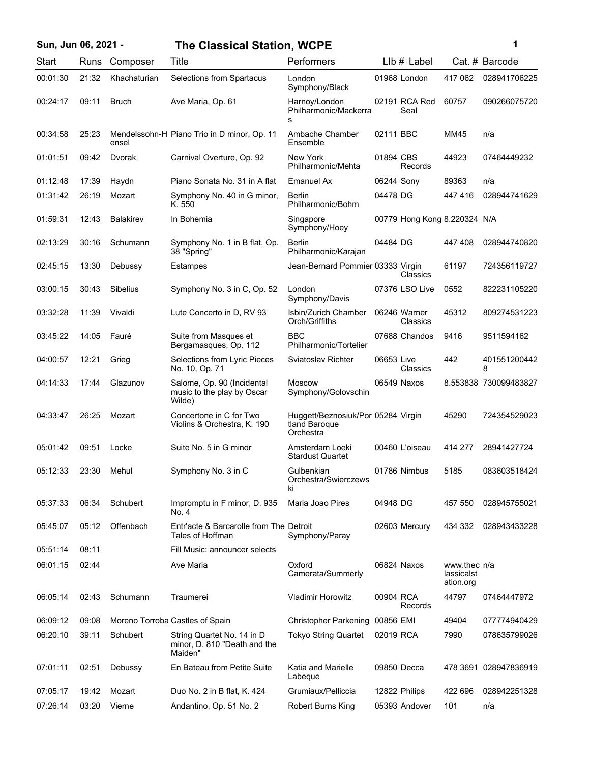## Sun, Jun 06, 2021 - The Classical Station, WCPE

| Start | Runs | Composer | Title | Performers | LIb # | Label | Cat. # | Barcode |
|---|---|---|---|---|---|---|---|---|
| 00:01:30 | 21:32 | Khachaturian | Selections from Spartacus | London Symphony/Black | 01968 | London | 417 062 | 028941706225 |
| 00:24:17 | 09:11 | Bruch | Ave Maria, Op. 61 | Harnoy/London Philharmonic/Mackerras | 02191 | RCA Red Seal | 60757 | 090266075720 |
| 00:34:58 | 25:23 | Mendelssohn-Hensel | Piano Trio in D minor, Op. 11 | Ambache Chamber Ensemble | 02111 | BBC | MM45 | n/a |
| 01:01:51 | 09:42 | Dvorak | Carnival Overture, Op. 92 | New York Philharmonic/Mehta | 01894 | CBS Records | 44923 | 07464449232 |
| 01:12:48 | 17:39 | Haydn | Piano Sonata No. 31 in A flat | Emanuel Ax | 06244 | Sony | 89363 | n/a |
| 01:31:42 | 26:19 | Mozart | Symphony No. 40 in G minor, K. 550 | Berlin Philharmonic/Bohm | 04478 | DG | 447 416 | 028944741629 |
| 01:59:31 | 12:43 | Balakirev | In Bohemia | Singapore Symphony/Hoey | 00779 | Hong Kong | 8.220324 | N/A |
| 02:13:29 | 30:16 | Schumann | Symphony No. 1 in B flat, Op. 38 "Spring" | Berlin Philharmonic/Karajan | 04484 | DG | 447 408 | 028944740820 |
| 02:45:15 | 13:30 | Debussy | Estampes | Jean-Bernard Pommier | 03333 | Virgin Classics | 61197 | 724356119727 |
| 03:00:15 | 30:43 | Sibelius | Symphony No. 3 in C, Op. 52 | London Symphony/Davis | 07376 | LSO Live | 0552 | 822231105220 |
| 03:32:28 | 11:39 | Vivaldi | Lute Concerto in D, RV 93 | Isbin/Zurich Chamber Orch/Griffiths | 06246 | Warner Classics | 45312 | 809274531223 |
| 03:45:22 | 14:05 | Fauré | Suite from Masques et Bergamasques, Op. 112 | BBC Philharmonic/Tortelier | 07688 | Chandos | 9416 | 9511594162 |
| 04:00:57 | 12:21 | Grieg | Selections from Lyric Pieces No. 10, Op. 71 | Sviatoslav Richter | 06653 | Live Classics | 442 | 4015512004428 |
| 04:14:33 | 17:44 | Glazunov | Salome, Op. 90 (Incidental music to the play by Oscar Wilde) | Moscow Symphony/Golovschin | 06549 | Naxos | 8.553838 | 730099483827 |
| 04:33:47 | 26:25 | Mozart | Concertone in C for Two Violins & Orchestra, K. 190 | Huggett/Beznosiuk/Portland Baroque Orchestra | 05284 | Virgin | 45290 | 724354529023 |
| 05:01:42 | 09:51 | Locke | Suite No. 5 in G minor | Amsterdam Loeki Stardust Quartet | 00460 | L'oiseau | 414 277 | 28941427724 |
| 05:12:33 | 23:30 | Mehul | Symphony No. 3 in C | Gulbenkian Orchestra/Swierczewski | 01786 | Nimbus | 5185 | 083603518424 |
| 05:37:33 | 06:34 | Schubert | Impromptu in F minor, D. 935 No. 4 | Maria Joao Pires | 04948 | DG | 457 550 | 028945755021 |
| 05:45:07 | 05:12 | Offenbach | Entr'acte & Barcarolle from The Tales of Hoffman | Detroit Symphony/Paray | 02603 | Mercury | 434 332 | 028943433228 |
| 05:51:14 | 08:11 | | Fill Music: announcer selects | | | | | |
| 06:01:15 | 02:44 | | Ave Maria | Oxford Camerata/Summerly | 06824 | Naxos | www.theclassicalstation.org | n/a |
| 06:05:14 | 02:43 | Schumann | Traumerei | Vladimir Horowitz | 00904 | RCA Records | 44797 | 07464447972 |
| 06:09:12 | 09:08 | Moreno Torroba | Castles of Spain | Christopher Parkening | 00856 | EMI | 49404 | 077774940429 |
| 06:20:10 | 39:11 | Schubert | String Quartet No. 14 in D minor, D. 810 "Death and the Maiden" | Tokyo String Quartet | 02019 | RCA | 7990 | 078635799026 |
| 07:01:11 | 02:51 | Debussy | En Bateau from Petite Suite | Katia and Marielle Labeque | 09850 | Decca | 478 3691 | 028947836919 |
| 07:05:17 | 19:42 | Mozart | Duo No. 2 in B flat, K. 424 | Grumiaux/Pelliccia | 12822 | Philips | 422 696 | 028942251328 |
| 07:26:14 | 03:20 | Vierne | Andantino, Op. 51 No. 2 | Robert Burns King | 05393 | Andover | 101 | n/a |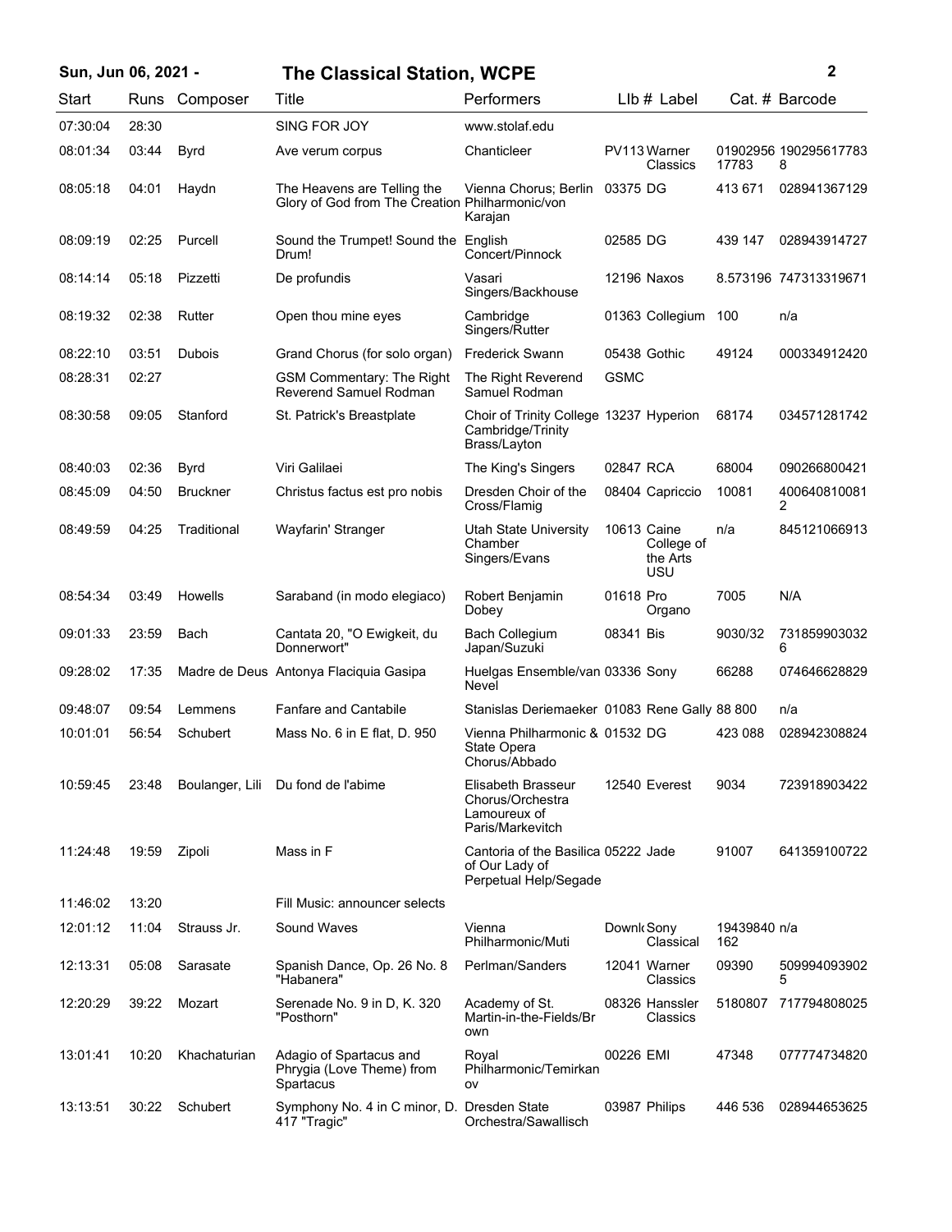| Start | Runs | Composer | Title | Performers | Llb # | Label | Cat. # | Barcode |
|---|---|---|---|---|---|---|---|---|
| 07:30:04 | 28:30 | | SING FOR JOY | www.stolaf.edu | | | | |
| 08:01:34 | 03:44 | Byrd | Ave verum corpus | Chanticleer | PV113 | Warner Classics | 01902956 17783 | 190295617783 8 |
| 08:05:18 | 04:01 | Haydn | The Heavens are Telling the Glory of God from The Creation | Vienna Chorus; Berlin Philharmonic/von Karajan | 03375 | DG | 413 671 | 028941367129 |
| 08:09:19 | 02:25 | Purcell | Sound the Trumpet! Sound the Drum! | English Concert/Pinnock | 02585 | DG | 439 147 | 028943914727 |
| 08:14:14 | 05:18 | Pizzetti | De profundis | Vasari Singers/Backhouse | 12196 | Naxos | 8.573196 | 747313319671 |
| 08:19:32 | 02:38 | Rutter | Open thou mine eyes | Cambridge Singers/Rutter | 01363 | Collegium | 100 | n/a |
| 08:22:10 | 03:51 | Dubois | Grand Chorus (for solo organ) | Frederick Swann | 05438 | Gothic | 49124 | 000334912420 |
| 08:28:31 | 02:27 | | GSM Commentary: The Right Reverend Samuel Rodman | The Right Reverend Samuel Rodman | GSMC | | | |
| 08:30:58 | 09:05 | Stanford | St. Patrick's Breastplate | Choir of Trinity College Cambridge/Trinity Brass/Layton | 13237 | Hyperion | 68174 | 034571281742 |
| 08:40:03 | 02:36 | Byrd | Viri Galilaei | The King's Singers | 02847 | RCA | 68004 | 090266800421 |
| 08:45:09 | 04:50 | Bruckner | Christus factus est pro nobis | Dresden Choir of the Cross/Flamig | 08404 | Capriccio | 10081 | 400640810081 2 |
| 08:49:59 | 04:25 | Traditional | Wayfarin' Stranger | Utah State University Chamber Singers/Evans | 10613 | Caine College of the Arts USU | n/a | 845121066913 |
| 08:54:34 | 03:49 | Howells | Saraband (in modo elegiaco) | Robert Benjamin Dobey | 01618 | Pro Organo | 7005 | N/A |
| 09:01:33 | 23:59 | Bach | Cantata 20, "O Ewigkeit, du Donnerwort" | Bach Collegium Japan/Suzuki | 08341 | Bis | 9030/32 | 731859903032 6 |
| 09:28:02 | 17:35 | Madre de Deus | Antonya Flaciquia Gasipa | Huelgas Ensemble/van Nevel | 03336 | Sony | 66288 | 074646628829 |
| 09:48:07 | 09:54 | Lemmens | Fanfare and Cantabile | Stanislas Deriemaeker | 01083 | Rene Gally | 88 800 | n/a |
| 10:01:01 | 56:54 | Schubert | Mass No. 6 in E flat, D. 950 | Vienna Philharmonic & State Opera Chorus/Abbado | 01532 | DG | 423 088 | 028942308824 |
| 10:59:45 | 23:48 | Boulanger, Lili | Du fond de l'abime | Elisabeth Brasseur Chorus/Orchestra Lamoureux of Paris/Markevitch | 12540 | Everest | 9034 | 723918903422 |
| 11:24:48 | 19:59 | Zipoli | Mass in F | Cantoria of the Basilica of Our Lady of Perpetual Help/Segade | 05222 | Jade | 91007 | 641359100722 |
| 11:46:02 | 13:20 | | Fill Music: announcer selects | | | | | |
| 12:01:12 | 11:04 | Strauss Jr. | Sound Waves | Vienna Philharmonic/Muti | Downl | Sony Classical | 19439840 162 | n/a |
| 12:13:31 | 05:08 | Sarasate | Spanish Dance, Op. 26 No. 8 "Habanera" | Perlman/Sanders | 12041 | Warner Classics | 09390 | 509994093902 5 |
| 12:20:29 | 39:22 | Mozart | Serenade No. 9 in D, K. 320 "Posthorn" | Academy of St. Martin-in-the-Fields/Brown | 08326 | Hanssler Classics | 5180807 | 717794808025 |
| 13:01:41 | 10:20 | Khachaturian | Adagio of Spartacus and Phrygia (Love Theme) from Spartacus | Royal Philharmonic/Temirkanov | 00226 | EMI | 47348 | 077774734820 |
| 13:13:51 | 30:22 | Schubert | Symphony No. 4 in C minor, D. 417 "Tragic" | Dresden State Orchestra/Sawallisch | 03987 | Philips | 446 536 | 028944653625 |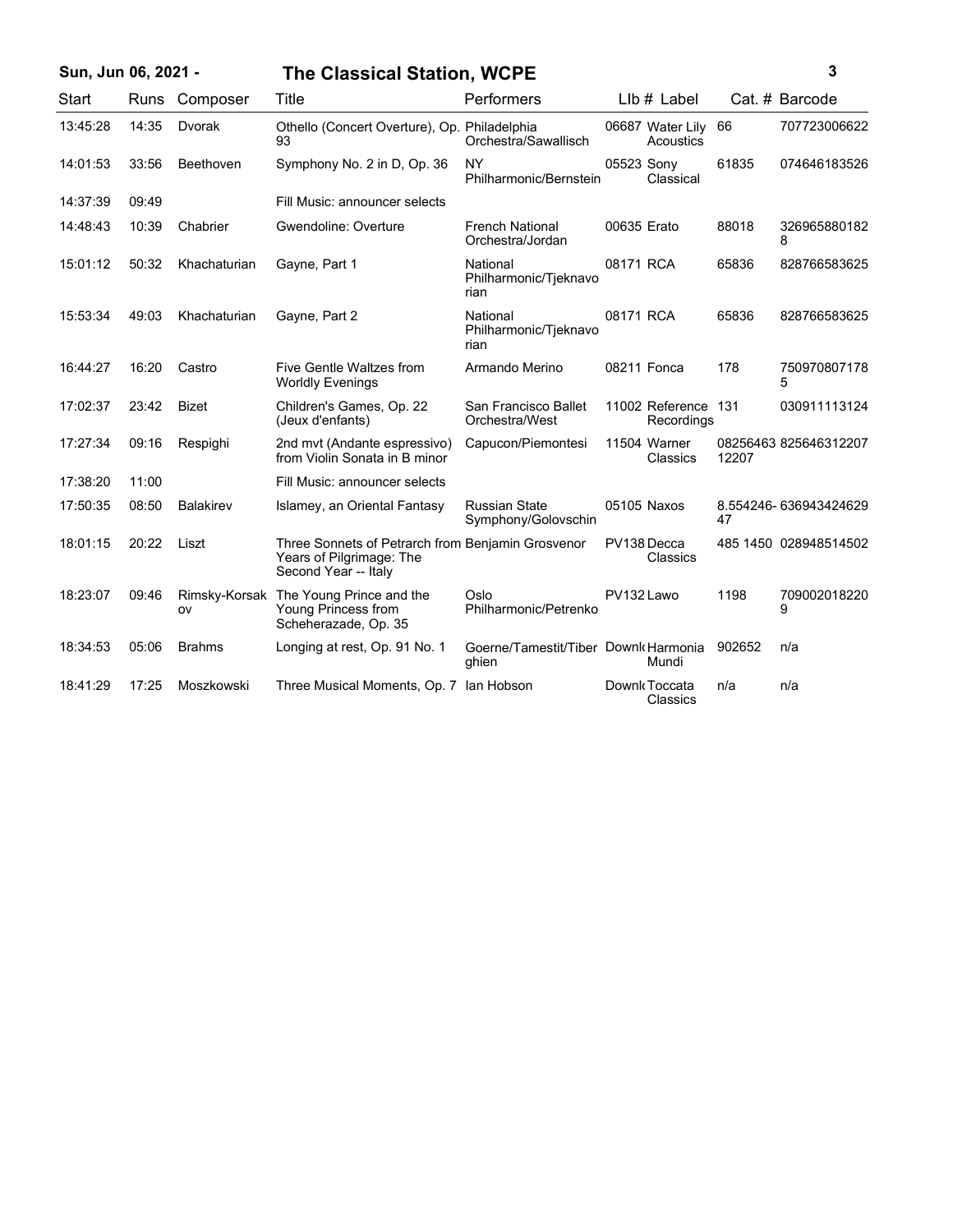| Start | Runs | Composer | Title | Performers | Llb # | Label | Cat. # | Barcode |
|---|---|---|---|---|---|---|---|---|
| 13:45:28 | 14:35 | Dvorak | Othello (Concert Overture), Op. 93 | Philadelphia Orchestra/Sawallisch | 06687 | Water Lily Acoustics | 66 | 707723006622 |
| 14:01:53 | 33:56 | Beethoven | Symphony No. 2 in D, Op. 36 | NY Philharmonic/Bernstein | 05523 | Sony Classical | 61835 | 074646183526 |
| 14:37:39 | 09:49 | | Fill Music: announcer selects | | | | | |
| 14:48:43 | 10:39 | Chabrier | Gwendoline: Overture | French National Orchestra/Jordan | 00635 | Erato | 88018 | 3269658801828 |
| 15:01:12 | 50:32 | Khachaturian | Gayne, Part 1 | National Philharmonic/Tjeknavorian | 08171 | RCA | 65836 | 828766583625 |
| 15:53:34 | 49:03 | Khachaturian | Gayne, Part 2 | National Philharmonic/Tjeknavorian | 08171 | RCA | 65836 | 828766583625 |
| 16:44:27 | 16:20 | Castro | Five Gentle Waltzes from Worldly Evenings | Armando Merino | 08211 | Fonca | 178 | 7509708071785 |
| 17:02:37 | 23:42 | Bizet | Children's Games, Op. 22 (Jeux d'enfants) | San Francisco Ballet Orchestra/West | 11002 | Reference Recordings | 131 | 030911113124 |
| 17:27:34 | 09:16 | Respighi | 2nd mvt (Andante espressivo) from Violin Sonata in B minor | Capucon/Piemontesi | 11504 | Warner Classics | 0825646312207 | 825646312207 |
| 17:38:20 | 11:00 | | Fill Music: announcer selects | | | | | |
| 17:50:35 | 08:50 | Balakirev | Islamey, an Oriental Fantasy | Russian State Symphony/Golovschin | 05105 | Naxos | 8.554246-47 | 636943424629 |
| 18:01:15 | 20:22 | Liszt | Three Sonnets of Petrarch from Years of Pilgrimage: The Second Year -- Italy | Benjamin Grosvenor | PV138 | Decca Classics | 485 1450 | 028948514502 |
| 18:23:07 | 09:46 | Rimsky-Korsakov | The Young Prince and the Young Princess from Scheherazade, Op. 35 | Oslo Philharmonic/Petrenko | PV132 | Lawo | 1198 | 7090020182209 |
| 18:34:53 | 05:06 | Brahms | Longing at rest, Op. 91 No. 1 | Goerne/Tamestit/Tiberghien | Download | Harmonia Mundi | 902652 | n/a |
| 18:41:29 | 17:25 | Moszkowski | Three Musical Moments, Op. 7 | Ian Hobson | Download | Toccata Classics | n/a | n/a |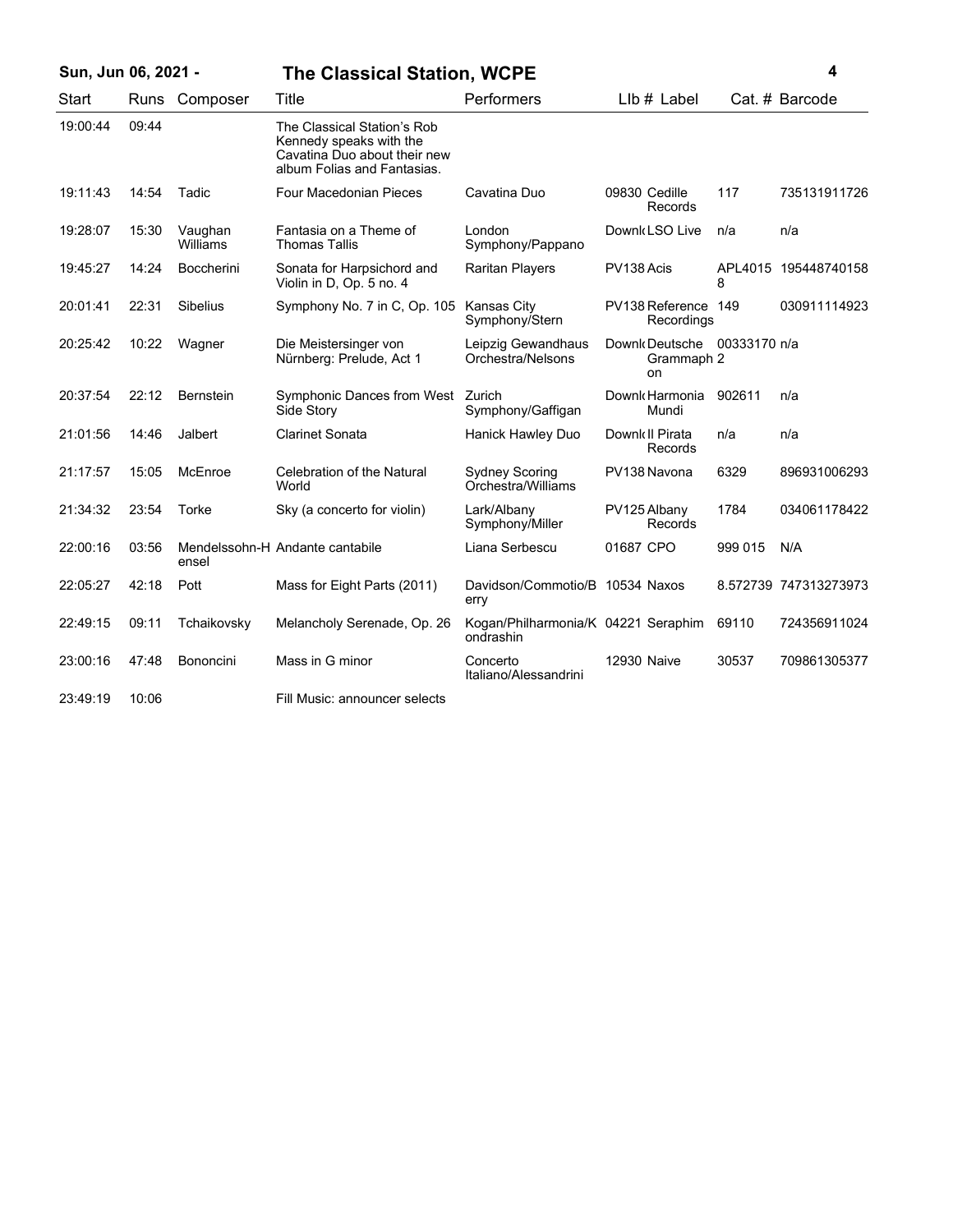| Start | Runs | Composer | Title | Performers | LIb # | Label | Cat. # | Barcode |
|---|---|---|---|---|---|---|---|---|
| 19:00:44 | 09:44 | | The Classical Station's Rob Kennedy speaks with the Cavatina Duo about their new album Folias and Fantasias. | | | | | |
| 19:11:43 | 14:54 | Tadic | Four Macedonian Pieces | Cavatina Duo | 09830 | Cedille Records | 117 | 735131911726 |
| 19:28:07 | 15:30 | Vaughan Williams | Fantasia on a Theme of Thomas Tallis | London Symphony/Pappano | Downl | LSO Live | n/a | n/a |
| 19:45:27 | 14:24 | Boccherini | Sonata for Harpsichord and Violin in D, Op. 5 no. 4 | Raritan Players | PV138 | Acis | APL40158 | 195448740158 |
| 20:01:41 | 22:31 | Sibelius | Symphony No. 7 in C, Op. 105 | Kansas City Symphony/Stern | PV138 | Reference Recordings | 149 | 030911114923 |
| 20:25:42 | 10:22 | Wagner | Die Meistersinger von Nürnberg: Prelude, Act 1 | Leipzig Gewandhaus Orchestra/Nelsons | Downl | Deutsche Grammaphon | 003331702 | n/a |
| 20:37:54 | 22:12 | Bernstein | Symphonic Dances from West Side Story | Zurich Symphony/Gaffigan | Downl | Harmonia Mundi | 902611 | n/a |
| 21:01:56 | 14:46 | Jalbert | Clarinet Sonata | Hanick Hawley Duo | Downl | Il Pirata Records | n/a | n/a |
| 21:17:57 | 15:05 | McEnroe | Celebration of the Natural World | Sydney Scoring Orchestra/Williams | PV138 | Navona | 6329 | 896931006293 |
| 21:34:32 | 23:54 | Torke | Sky (a concerto for violin) | Lark/Albany Symphony/Miller | PV125 | Albany Records | 1784 | 034061178422 |
| 22:00:16 | 03:56 | Mendelssohn-Hensel | Andante cantabile | Liana Serbescu | 01687 | CPO | 999 015 | N/A |
| 22:05:27 | 42:18 | Pott | Mass for Eight Parts (2011) | Davidson/Commotio/Berry | 10534 | Naxos | 8.572739 | 747313273973 |
| 22:49:15 | 09:11 | Tchaikovsky | Melancholy Serenade, Op. 26 | Kogan/Philharmonia/Kondrashin | 04221 | Seraphim | 69110 | 724356911024 |
| 23:00:16 | 47:48 | Bononcini | Mass in G minor | Concerto Italiano/Alessandrini | 12930 | Naive | 30537 | 709861305377 |
| 23:49:19 | 10:06 | | Fill Music: announcer selects | | | | | |